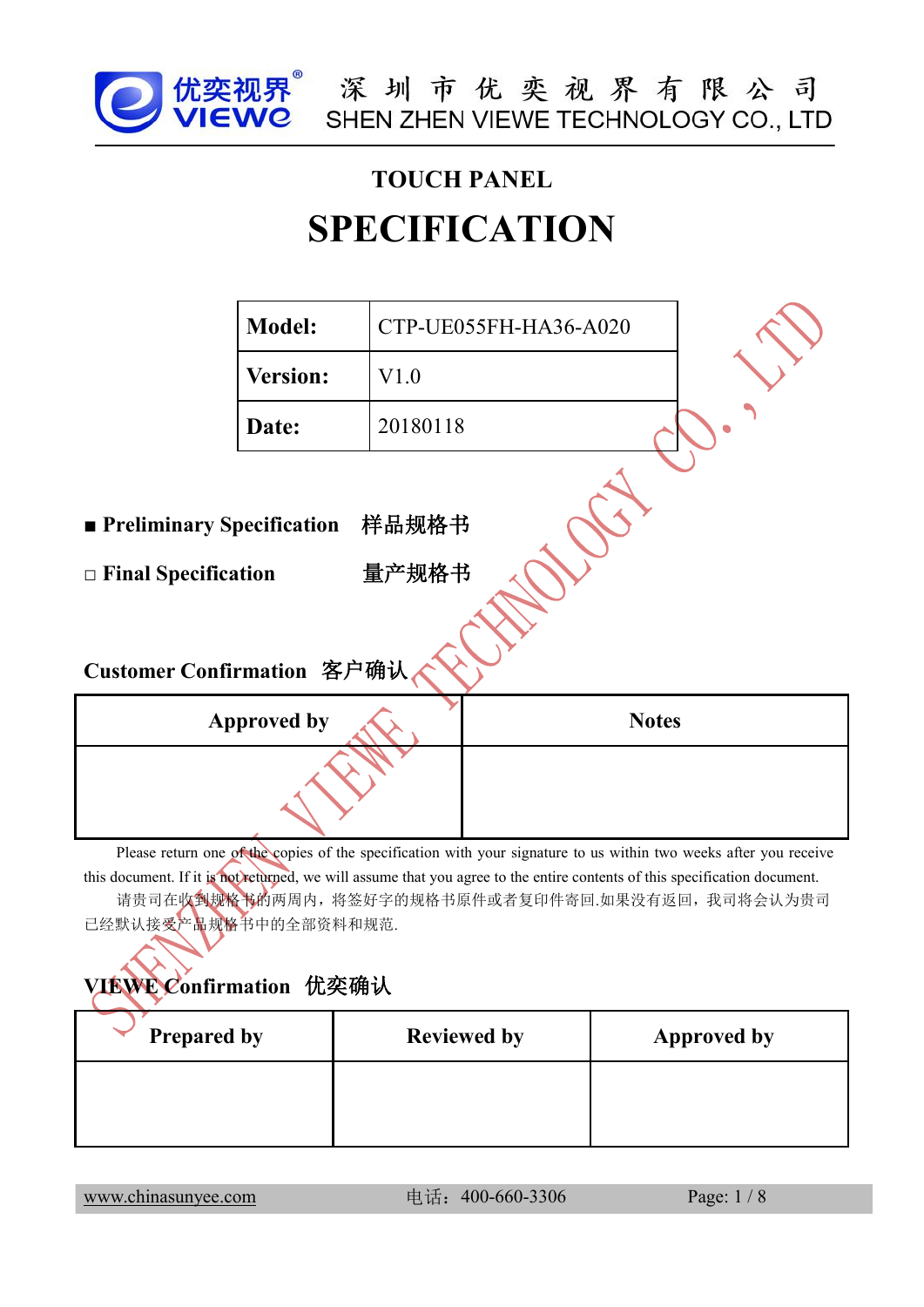深 圳 市 优 奕 视 界 有 限 公 司
SHEN ZHEN VIEWE TECHNOLOGY CO., LTD

# TOUCH PANEL

# SPECIFICATION

| **Model:** | CTP-UE055FH-HA36-A020 |
|---|---|
| **Version:** | V1.0 |
| **Date:** | 20180118 |

■ **Preliminary Specification 样品规格书**

□ **Final Specification 量产规格书**

## Customer Confirmation 客户确认

| Approved by | Notes |
|---|---|
| | |

Please return one of the copies of the specification with your signature to us within two weeks after you receive this document. If it is not returned, we will assume that you agree to the entire contents of this specification document.

请贵司在收到规格书的两周内，将签好字的规格书原件或者复印件寄回.如果没有返回，我司将会认为贵司已经默认接受产品规格书中的全部资料和规范.

## VIEWE Confirmation 优奕确认

| Prepared by | Reviewed by | Approved by |
|---|---|---|
| | | |

www.chinasunyee.com 电话：400-660-3306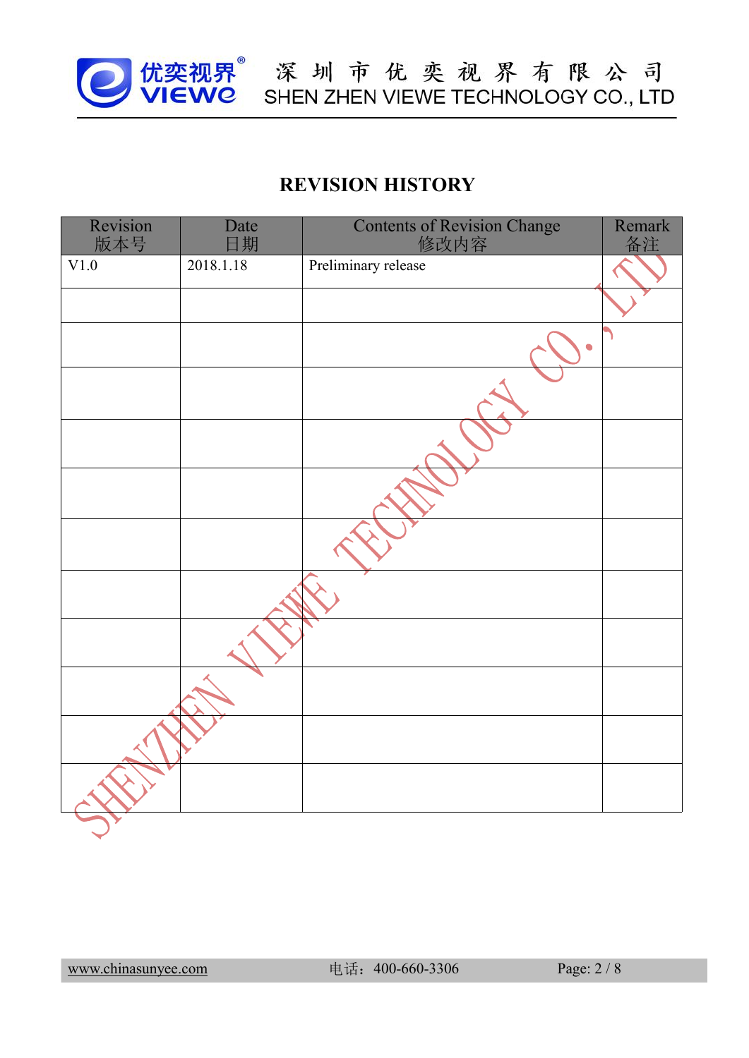## REVISION HISTORY

| Revision<br>版本号 | Date<br>日期 | Contents of Revision Change<br>修改内容 | Remark<br>备注 |
|---|---|---|---|
| V1.0 | 2018.1.18 | Preliminary release | |
| | | | |
| | | | |
| | | | |
| | | | |
| | | | |
| | | | |
| | | | |
| | | | |
| | | | |
| | | | |
| | | | |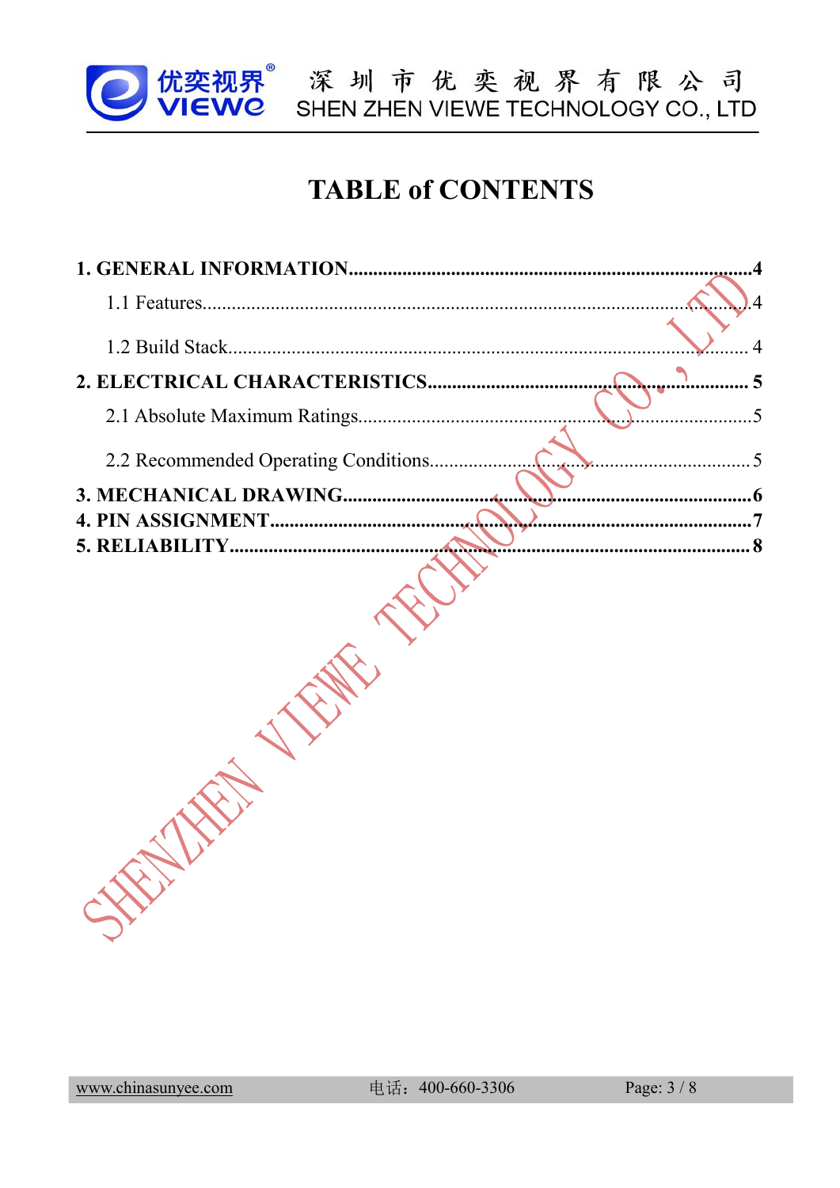# TABLE of CONTENTS

**1. GENERAL INFORMATION.....4**

1.1 Features.....4

1.2 Build Stack.....4

**2. ELECTRICAL CHARACTERISTICS.....5**

2.1 Absolute Maximum Ratings.....5

2.2 Recommended Operating Conditions.....5

**3. MECHANICAL DRAWING.....6**

**4. PIN ASSIGNMENT.....7**

**5. RELIABILITY.....8**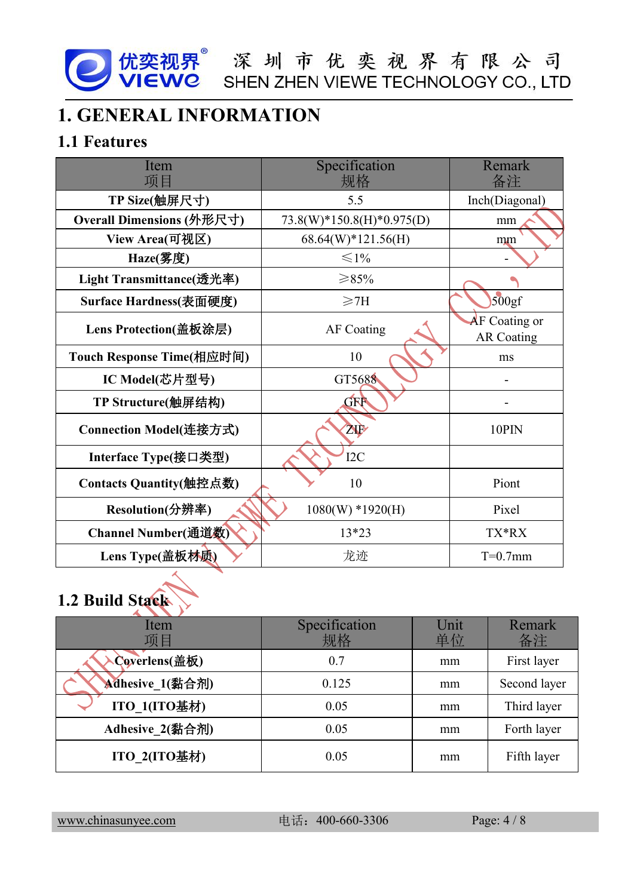# 1. GENERAL INFORMATION

## 1.1 Features

| Item<br>项目 | Specification<br>规格 | Remark<br>备注 |
|---|---|---|
| **TP Size(触屏尺寸)** | 5.5 | Inch(Diagonal) |
| **Overall Dimensions (外形尺寸)** | 73.8(W)*150.8(H)*0.975(D) | mm |
| **View Area(可视区)** | 68.64(W)*121.56(H) | mm |
| **Haze(雾度)** | ≤1% | - |
| **Light Transmittance(透光率)** | ≥85% | |
| **Surface Hardness(表面硬度)** | ≥7H | 500gf |
| **Lens Protection(盖板涂层)** | AF Coating | AF Coating or AR Coating |
| **Touch Response Time(相应时间)** | 10 | ms |
| **IC Model(芯片型号)** | GT5688 | - |
| **TP Structure(触屏结构)** | GFF | - |
| **Connection Model(连接方式)** | ZIF | 10PIN |
| **Interface Type(接口类型)** | I2C | |
| **Contacts Quantity(触控点数)** | 10 | Piont |
| **Resolution(分辨率)** | 1080(W) *1920(H) | Pixel |
| **Channel Number(通道数)** | 13*23 | TX*RX |
| **Lens Type(盖板材质)** | 龙迹 | T=0.7mm |

## 1.2 Build Stack

| Item<br>项目 | Specification<br>规格 | Unit<br>单位 | Remark<br>备注 |
|---|---|---|---|
| **Coverlens(盖板)** | 0.7 | mm | First layer |
| **Adhesive_1(黏合剂)** | 0.125 | mm | Second layer |
| **ITO_1(ITO基材)** | 0.05 | mm | Third layer |
| **Adhesive_2(黏合剂)** | 0.05 | mm | Forth layer |
| **ITO_2(ITO基材)** | 0.05 | mm | Fifth layer |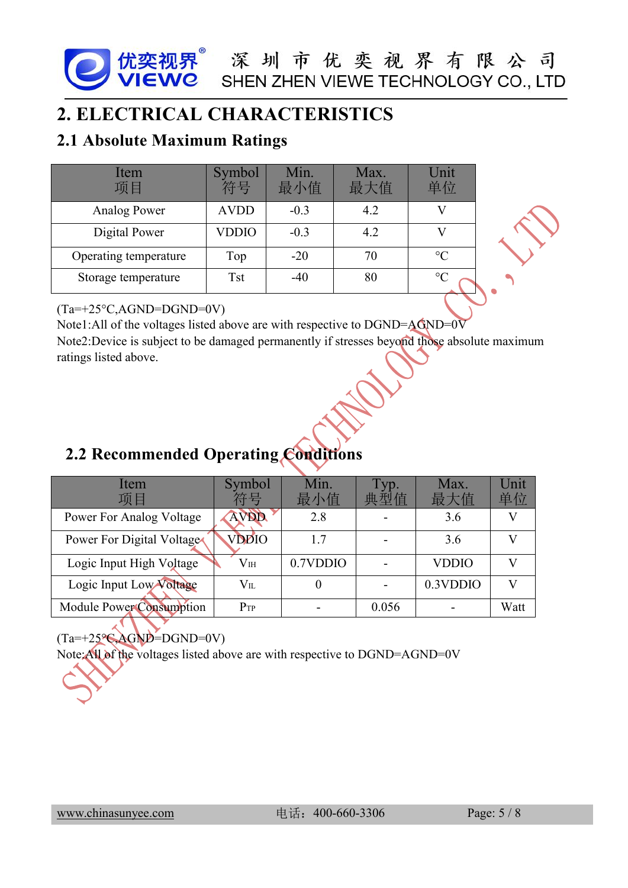# 2. ELECTRICAL CHARACTERISTICS

## 2.1 Absolute Maximum Ratings

| Item<br>项目 | Symbol<br>符号 | Min.<br>最小值 | Max.<br>最大值 | Unit<br>单位 |
|---|---|---|---|---|
| Analog Power | AVDD | -0.3 | 4.2 | V |
| Digital Power | VDDIO | -0.3 | 4.2 | V |
| Operating temperature | Top | -20 | 70 | °C |
| Storage temperature | Tst | -40 | 80 | °C |

(Ta=+25°C,AGND=DGND=0V)

Note1:All of the voltages listed above are with respective to DGND=AGND=0V

Note2:Device is subject to be damaged permanently if stresses beyond those absolute maximum ratings listed above.

## 2.2 Recommended Operating Conditions

| Item<br>项目 | Symbol<br>符号 | Min.<br>最小值 | Typ.<br>典型值 | Max.<br>最大值 | Unit<br>单位 |
|---|---|---|---|---|---|
| Power For Analog Voltage | AVDD | 2.8 | - | 3.6 | V |
| Power For Digital Voltage | VDDIO | 1.7 | - | 3.6 | V |
| Logic Input High Voltage | $V_{IH}$ | 0.7VDDIO | - | VDDIO | V |
| Logic Input Low Voltage | $V_{IL}$ | 0 | - | 0.3VDDIO | V |
| Module Power Consumption | $P_{TP}$ | - | 0.056 | - | Watt |

(Ta=+25°C,AGND=DGND=0V)

Note:All of the voltages listed above are with respective to DGND=AGND=0V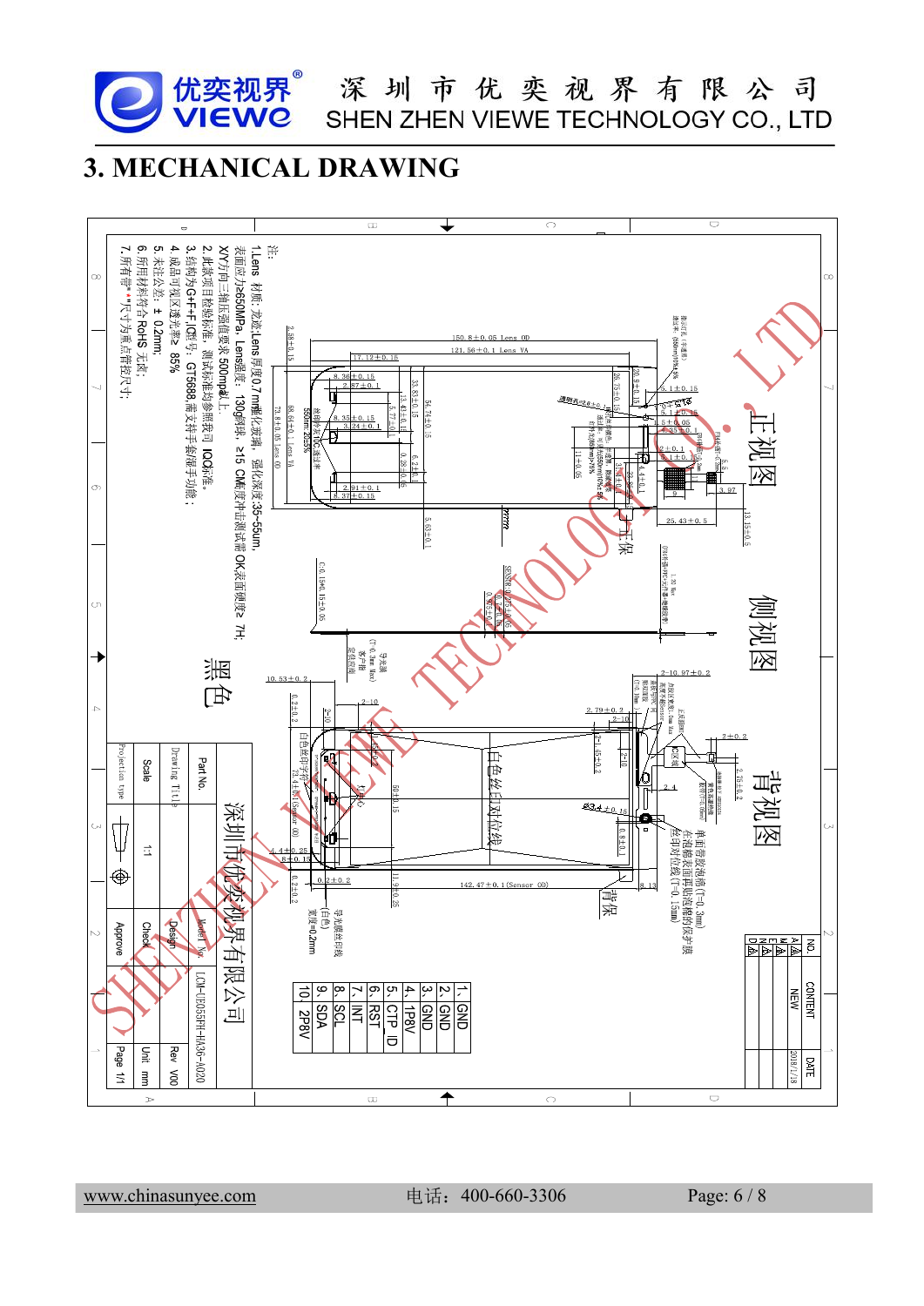# 3. MECHANICAL DRAWING

注:

1. Lens 材质: 龙迹,Lens厚度0.7mm强化玻璃,强化深度:35~55um,表面应力≥650MPa,Lens强度:130g钢球,≥15 CM高度冲击测试需OK,表面硬度≥7H;XY方向三轴压强值要求500mpa以上
2. 此款项目检验标准,测试标准均参照我司IQC标准。
3. 结构为G+F+F,IC型号:GT5688,需支持手套/戒手功能;
4. 成品可视区透光率≥85%
5. 未注公差:±0.2mm;
6. 所用材料符合RoHS 无卤;
7. 所有带"*"尺寸为重点管控尺寸;

黑色

正视图

侧视图

背视图

| | |
|---|---|
| 1. | GND |
| 2. | GND |
| 3. | GND |
| 4. | 1P8V |
| 5. | CTP_ID |
| 6. | RST |
| 7. | INT |
| 8. | SCL |
| 9. | SDA |
| 10 | 2P8V |

| NO. | CONTENT | DATE |
|---|---|---|
| A | NEW | 2018/1/18 |

深圳市优奕视界有限公司

| | | | |
|---|---|---|---|
| Part No. | | Model No. | LCM-UE055FH-HA36-A020 |
| Drawing Title | | Design | Rev V00 |
| Scale | 1:1 | Check | Unit mm |
| Projection type | | Approve | Page 1/1 |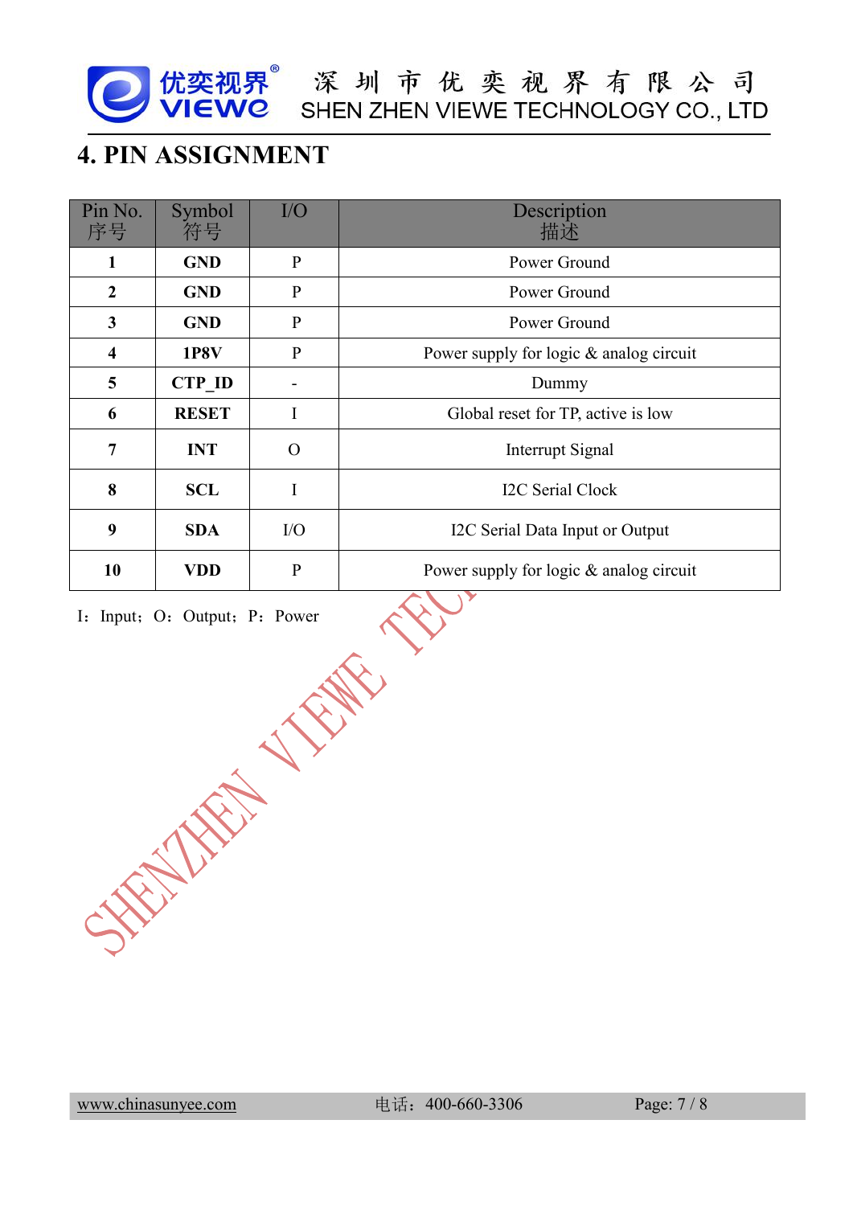# 4. PIN ASSIGNMENT

| Pin No. 序号 | Symbol 符号 | I/O | Description 描述 |
|---|---|---|---|
| **1** | **GND** | P | Power Ground |
| **2** | **GND** | P | Power Ground |
| **3** | **GND** | P | Power Ground |
| **4** | **1P8V** | P | Power supply for logic & analog circuit |
| **5** | **CTP_ID** | - | Dummy |
| **6** | **RESET** | I | Global reset for TP, active is low |
| **7** | **INT** | O | Interrupt Signal |
| **8** | **SCL** | I | I2C Serial Clock |
| **9** | **SDA** | I/O | I2C Serial Data Input or Output |
| **10** | **VDD** | P | Power supply for logic & analog circuit |

I：Input；O：Output；P：Power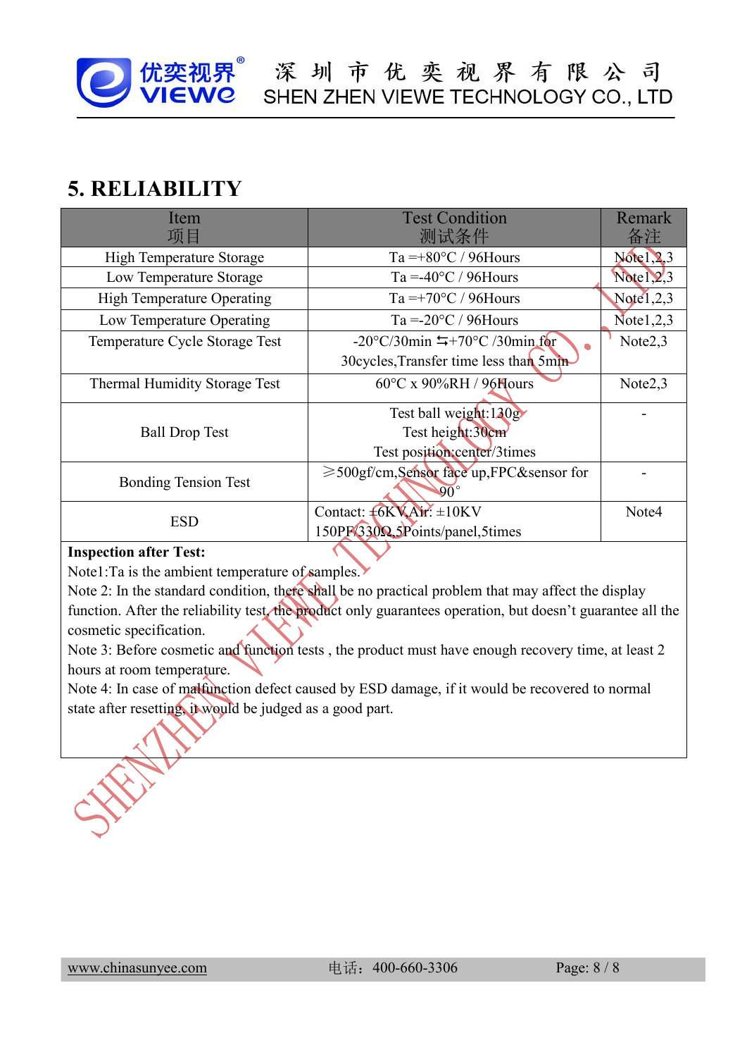# 5. RELIABILITY

| Item<br>项目 | Test Condition<br>测试条件 | Remark<br>备注 |
|---|---|---|
| High Temperature Storage | Ta =+80°C / 96Hours | Note1,2,3 |
| Low Temperature Storage | Ta =-40°C / 96Hours | Note1,2,3 |
| High Temperature Operating | Ta =+70°C / 96Hours | Note1,2,3 |
| Low Temperature Operating | Ta =-20°C / 96Hours | Note1,2,3 |
| Temperature Cycle Storage Test | -20°C/30min ⇆+70°C /30min for 30cycles,Transfer time less than 5min | Note2,3 |
| Thermal Humidity Storage Test | 60°C x 90%RH / 96Hours | Note2,3 |
| Ball Drop Test | Test ball weight:130g<br>Test height:30cm<br>Test position:center/3times | - |
| Bonding Tension Test | ≥500gf/cm,Sensor face up,FPC&sensor for 90° | - |
| ESD | Contact: ±6KV,Air: ±10KV<br>150PF/330Ω,5Points/panel,5times | Note4 |

**Inspection after Test:**

Note1:Ta is the ambient temperature of samples.

Note 2: In the standard condition, there shall be no practical problem that may affect the display function. After the reliability test, the product only guarantees operation, but doesn't guarantee all the cosmetic specification.

Note 3: Before cosmetic and function tests , the product must have enough recovery time, at least 2 hours at room temperature.

Note 4: In case of malfunction defect caused by ESD damage, if it would be recovered to normal state after resetting, it would be judged as a good part.